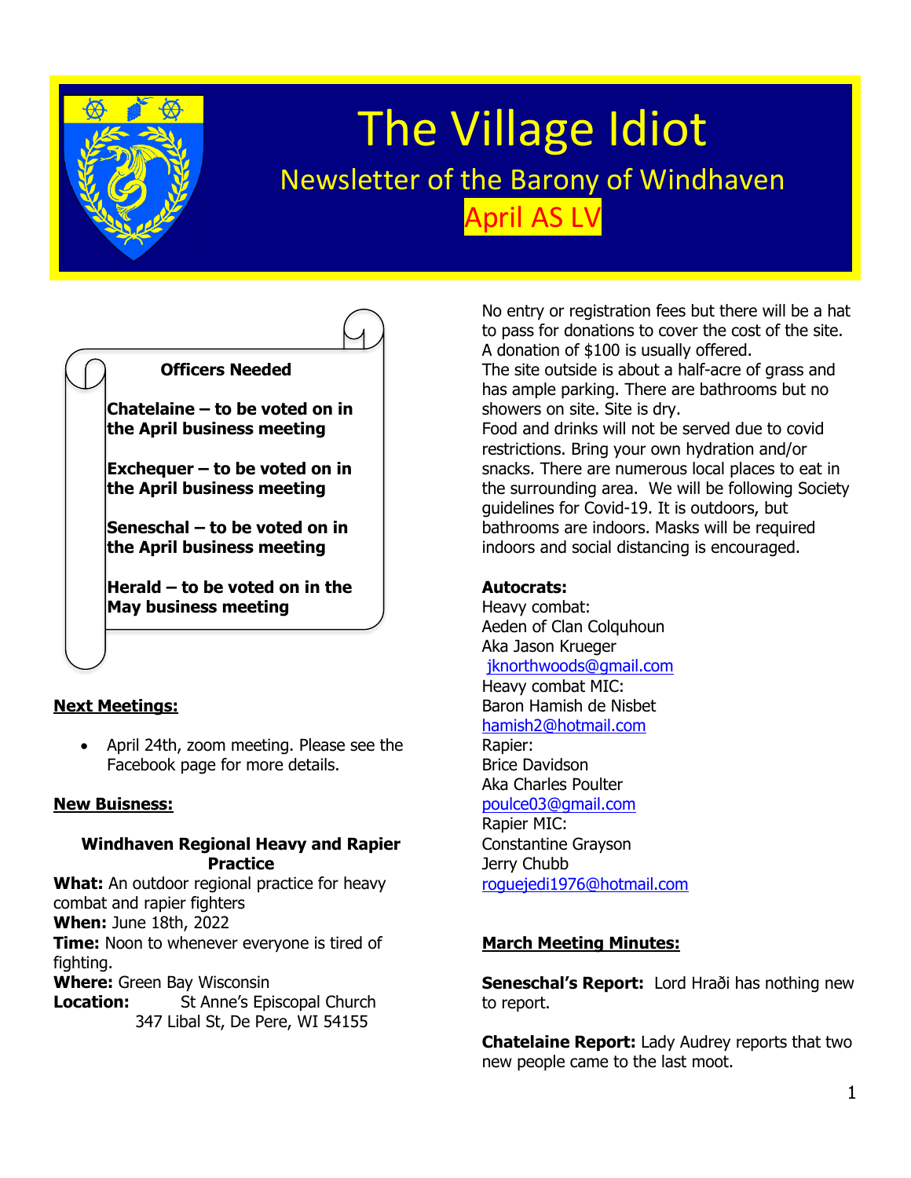# The Village Idiot

## Newsletter of the Barony of Windhaven

## April AS LV

**Officers Needed**

**Chatelaine – to be voted on in the April business meeting**

**Exchequer – to be voted on in the April business meeting**

**Seneschal – to be voted on in the April business meeting**

**Herald – to be voted on in the May business meeting**

**Next Meetings:**

- April 24th, zoom meeting. Please see the Facebook page for more details.

**New Buisness:**

**Windhaven Regional Heavy and Rapier Practice**

**What:** An outdoor regional practice for heavy combat and rapier fighters
**When:** June 18th, 2022
**Time:** Noon to whenever everyone is tired of fighting.
**Where:** Green Bay Wisconsin
**Location:** St Anne's Episcopal Church
347 Libal St, De Pere, WI 54155

No entry or registration fees but there will be a hat to pass for donations to cover the cost of the site. A donation of $100 is usually offered.
The site outside is about a half-acre of grass and has ample parking. There are bathrooms but no showers on site. Site is dry.
Food and drinks will not be served due to covid restrictions. Bring your own hydration and/or snacks. There are numerous local places to eat in the surrounding area. We will be following Society guidelines for Covid-19. It is outdoors, but bathrooms are indoors. Masks will be required indoors and social distancing is encouraged.

**Autocrats:**
Heavy combat:
Aeden of Clan Colquhoun
Aka Jason Krueger
jknorthwoods@gmail.com
Heavy combat MIC:
Baron Hamish de Nisbet
hamish2@hotmail.com
Rapier:
Brice Davidson
Aka Charles Poulter
poulce03@gmail.com
Rapier MIC:
Constantine Grayson
Jerry Chubb
roguejedi1976@hotmail.com

**March Meeting Minutes:**

**Seneschal's Report:** Lord Hraði has nothing new to report.

**Chatelaine Report:** Lady Audrey reports that two new people came to the last moot.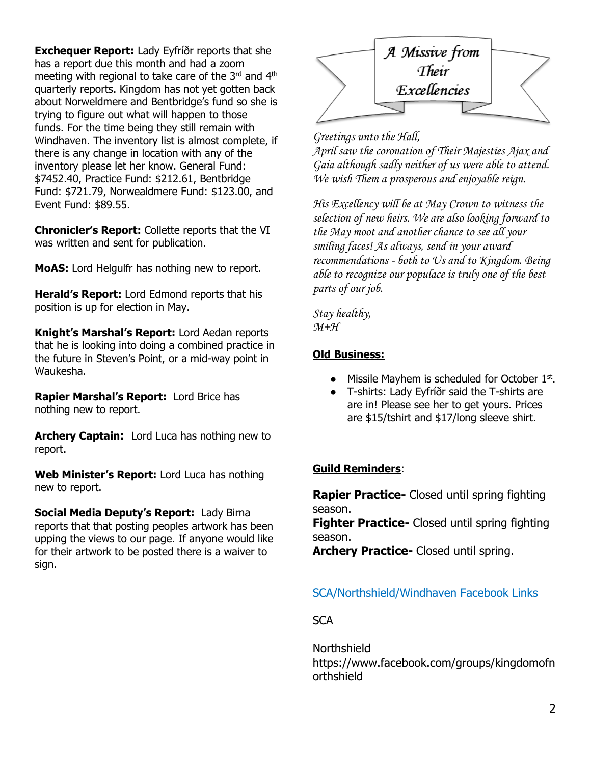**Exchequer Report:** Lady Eyfríðr reports that she has a report due this month and had a zoom meeting with regional to take care of the 3rd and 4th quarterly reports. Kingdom has not yet gotten back about Norweldmere and Bentbridge's fund so she is trying to figure out what will happen to those funds. For the time being they still remain with Windhaven. The inventory list is almost complete, if there is any change in location with any of the inventory please let her know. General Fund: $7452.40, Practice Fund: $212.61, Bentbridge Fund: $721.79, Norwealdmere Fund: $123.00, and Event Fund: $89.55.

**Chronicler's Report:** Collette reports that the VI was written and sent for publication.

**MoAS:** Lord Helgulfr has nothing new to report.

**Herald's Report:** Lord Edmond reports that his position is up for election in May.

**Knight's Marshal's Report:** Lord Aedan reports that he is looking into doing a combined practice in the future in Steven's Point, or a mid-way point in Waukesha.

**Rapier Marshal's Report:** Lord Brice has nothing new to report.

**Archery Captain:** Lord Luca has nothing new to report.

**Web Minister's Report:** Lord Luca has nothing new to report.

**Social Media Deputy's Report:** Lady Birna reports that that posting peoples artwork has been upping the views to our page. If anyone would like for their artwork to be posted there is a waiver to sign.

## *A Missive from Their Excellencies*

*Greetings unto the Hall,*
*April saw the coronation of Their Majesties Ajax and Gaia although sadly neither of us were able to attend. We wish Them a prosperous and enjoyable reign.*

*His Excellency will be at May Crown to witness the selection of new heirs. We are also looking forward to the May moot and another chance to see all your smiling faces! As always, send in your award recommendations - both to Us and to Kingdom. Being able to recognize our populace is truly one of the best parts of our job.*

*Stay healthy,*
*M+H*

**Old Business:**

- Missile Mayhem is scheduled for October 1st.
- T-shirts: Lady Eyfríðr said the T-shirts are are in! Please see her to get yours. Prices are $15/tshirt and $17/long sleeve shirt.

**Guild Reminders**:

**Rapier Practice-** Closed until spring fighting season.
**Fighter Practice-** Closed until spring fighting season.
**Archery Practice-** Closed until spring.

SCA/Northshield/Windhaven Facebook Links

SCA

Northshield
https://www.facebook.com/groups/kingdomofnorthshield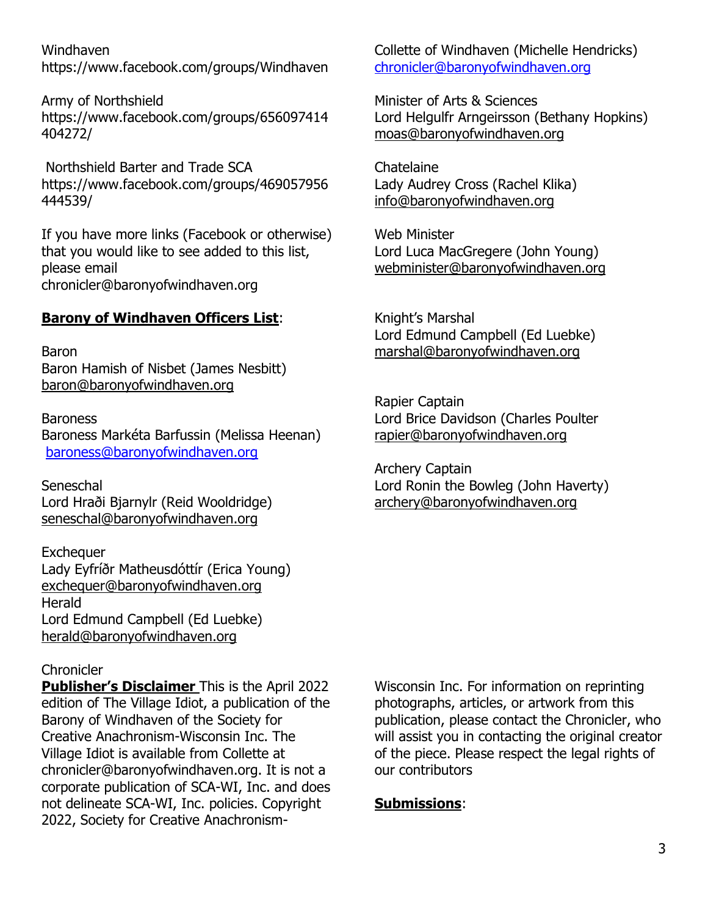Windhaven
https://www.facebook.com/groups/Windhaven

Army of Northshield
https://www.facebook.com/groups/656097414404272/

Northshield Barter and Trade SCA
https://www.facebook.com/groups/469057956444539/

If you have more links (Facebook or otherwise) that you would like to see added to this list, please email chronicler@baronyofwindhaven.org

**Barony of Windhaven Officers List**:

Baron
Baron Hamish of Nisbet (James Nesbitt)
baron@baronyofwindhaven.org

Baroness
Baroness Markéta Barfussin (Melissa Heenan)
baroness@baronyofwindhaven.org

Seneschal
Lord Hraði Bjarnylr (Reid Wooldridge)
seneschal@baronyofwindhaven.org

Exchequer
Lady Eyfríðr Matheusdóttír (Erica Young)
exchequer@baronyofwindhaven.org

Herald
Lord Edmund Campbell (Ed Luebke)
herald@baronyofwindhaven.org

Chronicler
Collette of Windhaven (Michelle Hendricks)
chronicler@baronyofwindhaven.org

Minister of Arts & Sciences
Lord Helgulfr Arngeirsson (Bethany Hopkins)
moas@baronyofwindhaven.org

Chatelaine
Lady Audrey Cross (Rachel Klika)
info@baronyofwindhaven.org

Web Minister
Lord Luca MacGregere (John Young)
webminister@baronyofwindhaven.org

Knight's Marshal
Lord Edmund Campbell (Ed Luebke)
marshal@baronyofwindhaven.org

Rapier Captain
Lord Brice Davidson (Charles Poulter
rapier@baronyofwindhaven.org

Archery Captain
Lord Ronin the Bowleg (John Haverty)
archery@baronyofwindhaven.org

**Publisher's Disclaimer** This is the April 2022 edition of The Village Idiot, a publication of the Barony of Windhaven of the Society for Creative Anachronism-Wisconsin Inc. The Village Idiot is available from Collette at chronicler@baronyofwindhaven.org. It is not a corporate publication of SCA-WI, Inc. and does not delineate SCA-WI, Inc. policies. Copyright 2022, Society for Creative Anachronism-Wisconsin Inc. For information on reprinting photographs, articles, or artwork from this publication, please contact the Chronicler, who will assist you in contacting the original creator of the piece. Please respect the legal rights of our contributors

**Submissions**: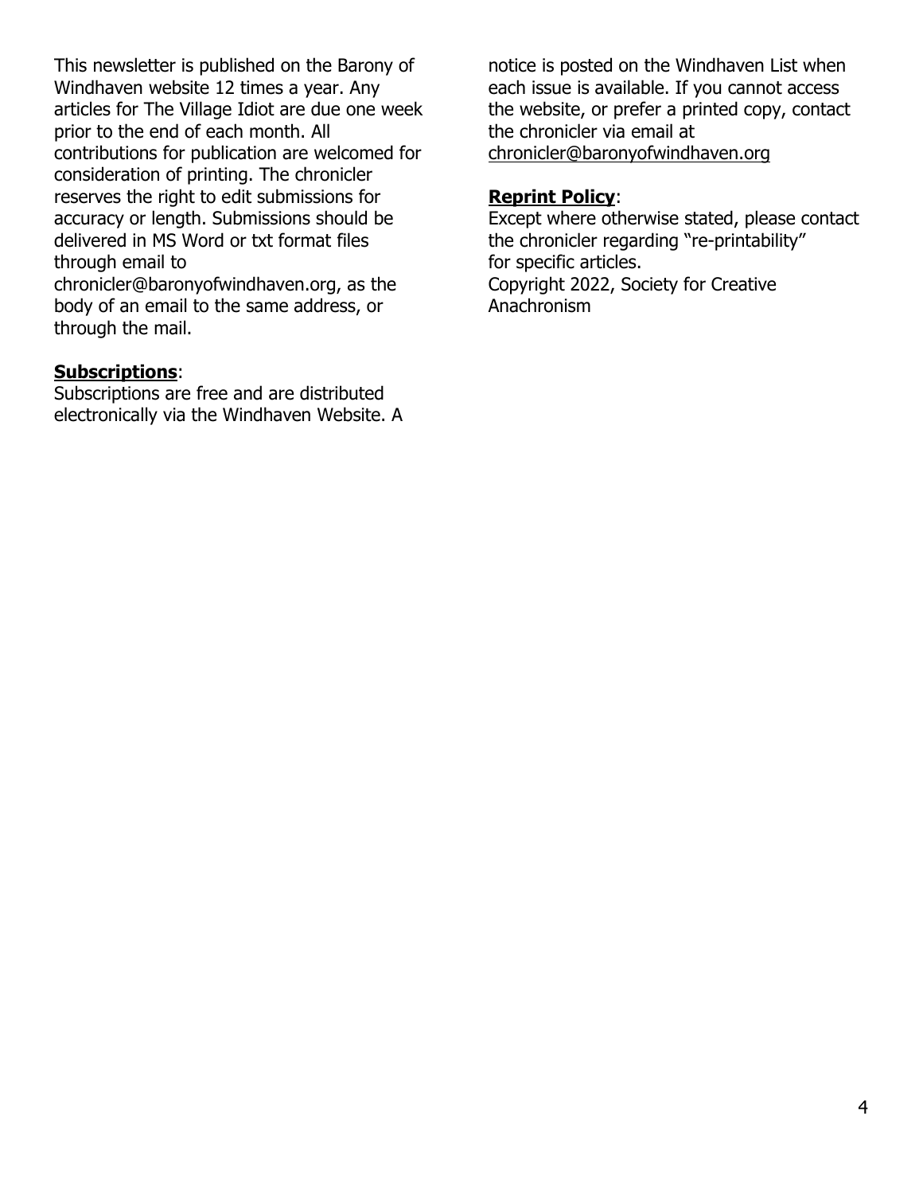This newsletter is published on the Barony of Windhaven website 12 times a year. Any articles for The Village Idiot are due one week prior to the end of each month. All contributions for publication are welcomed for consideration of printing. The chronicler reserves the right to edit submissions for accuracy or length. Submissions should be delivered in MS Word or txt format files through email to chronicler@baronyofwindhaven.org, as the body of an email to the same address, or through the mail.

**Subscriptions**:
Subscriptions are free and are distributed electronically via the Windhaven Website. A notice is posted on the Windhaven List when each issue is available. If you cannot access the website, or prefer a printed copy, contact the chronicler via email at chronicler@baronyofwindhaven.org

**Reprint Policy**:
Except where otherwise stated, please contact the chronicler regarding "re-printability" for specific articles.
Copyright 2022, Society for Creative Anachronism